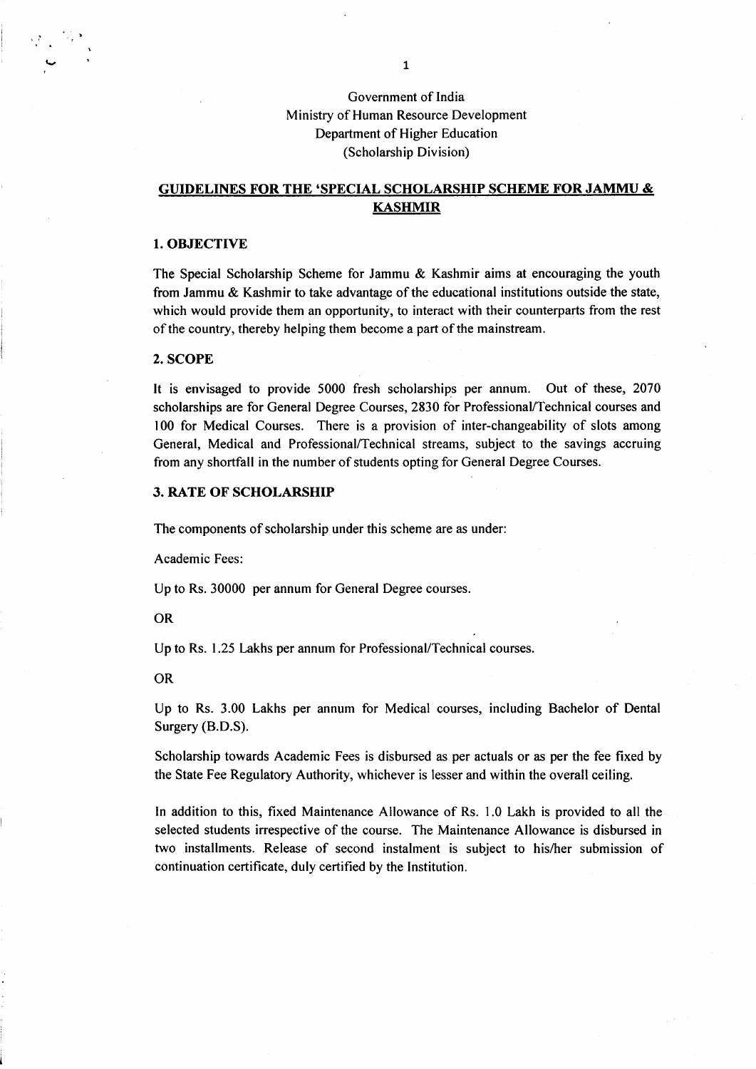Government of India
Ministry of Human Resource Development
Department of Higher Education
(Scholarship Division)

## GUIDELINES FOR THE 'SPECIAL SCHOLARSHIP SCHEME FOR JAMMU & KASHMIR

### 1. OBJECTIVE

The Special Scholarship Scheme for Jammu & Kashmir aims at encouraging the youth from Jammu & Kashmir to take advantage of the educational institutions outside the state, which would provide them an opportunity, to interact with their counterparts from the rest of the country, thereby helping them become a part of the mainstream.

### 2. SCOPE

It is envisaged to provide 5000 fresh scholarships per annum. Out of these, 2070 scholarships are for General Degree Courses, 2830 for Professional/Technical courses and 100 for Medical Courses. There is a provision of inter-changeability of slots among General, Medical and Professional/Technical streams, subject to the savings accruing from any shortfall in the number of students opting for General Degree Courses.

### 3. RATE OF SCHOLARSHIP

The components of scholarship under this scheme are as under:

Academic Fees:

Up to Rs. 30000 per annum for General Degree courses.

OR

Up to Rs. 1.25 Lakhs per annum for Professional/Technical courses.

OR

Up to Rs. 3.00 Lakhs per annum for Medical courses, including Bachelor of Dental Surgery (B.D.S).

Scholarship towards Academic Fees is disbursed as per actuals or as per the fee fixed by the State Fee Regulatory Authority, whichever is lesser and within the overall ceiling.

In addition to this, fixed Maintenance Allowance of Rs. 1.0 Lakh is provided to all the selected students irrespective of the course. The Maintenance Allowance is disbursed in two installments. Release of second instalment is subject to his/her submission of continuation certificate, duly certified by the Institution.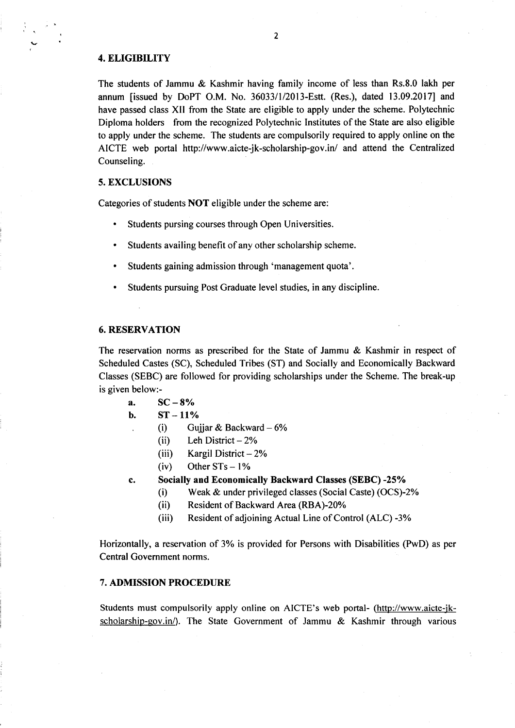## 4. ELIGIBILITY

The students of Jammu & Kashmir having family income of less than Rs.8.0 lakh per annum [issued by DoPT O.M. No. 36033/1/2013-Estt. (Res.), dated 13.09.2017] and have passed class XII from the State are eligible to apply under the scheme. Polytechnic Diploma holders from the recognized Polytechnic Institutes of the State are also eligible to apply under the scheme. The students are compulsorily required to apply online on the AICTE web portal http://www.aicte-jk-scholarship-gov.in/ and attend the Centralized Counseling.

## 5. EXCLUSIONS

Categories of students **NOT** eligible under the scheme are:

- Students pursing courses through Open Universities.
- Students availing benefit of any other scholarship scheme.
- Students gaining admission through 'management quota'.
- Students pursuing Post Graduate level studies, in any discipline.

## 6. RESERVATION

The reservation norms as prescribed for the State of Jammu & Kashmir in respect of Scheduled Castes (SC), Scheduled Tribes (ST) and Socially and Economically Backward Classes (SEBC) are followed for providing scholarships under the Scheme. The break-up is given below:-

- **a. SC – 8%**
- **b. ST – 11%**
  - (i) Gujjar & Backward – 6%
  - (ii) Leh District – 2%
  - (iii) Kargil District – 2%
  - (iv) Other STs – 1%
- **c. Socially and Economically Backward Classes (SEBC) -25%**
  - (i) Weak & under privileged classes (Social Caste) (OCS)-2%
  - (ii) Resident of Backward Area (RBA)-20%
  - (iii) Resident of adjoining Actual Line of Control (ALC) -3%

Horizontally, a reservation of 3% is provided for Persons with Disabilities (PwD) as per Central Government norms.

## 7. ADMISSION PROCEDURE

Students must compulsorily apply online on AICTE's web portal- (http://www.aicte-jk-scholarship-gov.in/). The State Government of Jammu & Kashmir through various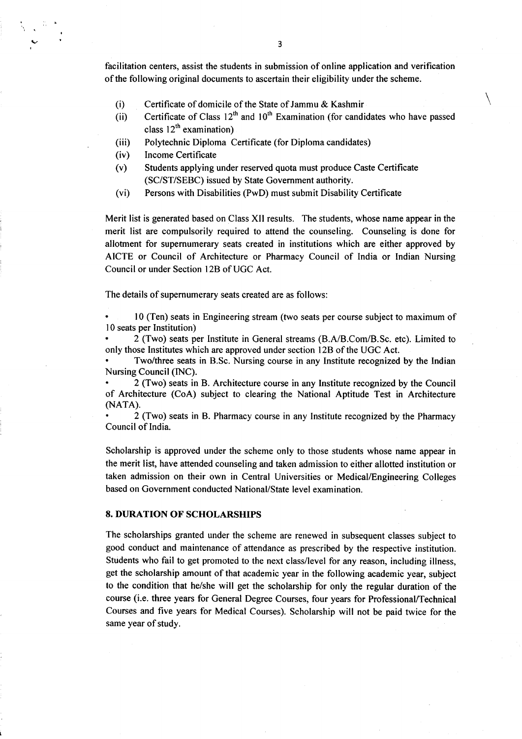facilitation centers, assist the students in submission of online application and verification of the following original documents to ascertain their eligibility under the scheme.

(i) Certificate of domicile of the State of Jammu & Kashmir

(ii) Certificate of Class 12th and 10th Examination (for candidates who have passed class 12th examination)

(iii) Polytechnic Diploma Certificate (for Diploma candidates)

(iv) Income Certificate

(v) Students applying under reserved quota must produce Caste Certificate (SC/ST/SEBC) issued by State Government authority.

(vi) Persons with Disabilities (PwD) must submit Disability Certificate

Merit list is generated based on Class XII results. The students, whose name appear in the merit list are compulsorily required to attend the counseling. Counseling is done for allotment for supernumerary seats created in institutions which are either approved by AICTE or Council of Architecture or Pharmacy Council of India or Indian Nursing Council or under Section 12B of UGC Act.

The details of supernumerary seats created are as follows:

- 10 (Ten) seats in Engineering stream (two seats per course subject to maximum of 10 seats per Institution)
- 2 (Two) seats per Institute in General streams (B.A/B.Com/B.Sc. etc). Limited to only those Institutes which are approved under section 12B of the UGC Act.
- Two/three seats in B.Sc. Nursing course in any Institute recognized by the Indian Nursing Council (INC).
- 2 (Two) seats in B. Architecture course in any Institute recognized by the Council of Architecture (CoA) subject to clearing the National Aptitude Test in Architecture (NATA).
- 2 (Two) seats in B. Pharmacy course in any Institute recognized by the Pharmacy Council of India.

Scholarship is approved under the scheme only to those students whose name appear in the merit list, have attended counseling and taken admission to either allotted institution or taken admission on their own in Central Universities or Medical/Engineering Colleges based on Government conducted National/State level examination.

## 8. DURATION OF SCHOLARSHIPS

The scholarships granted under the scheme are renewed in subsequent classes subject to good conduct and maintenance of attendance as prescribed by the respective institution. Students who fail to get promoted to the next class/level for any reason, including illness, get the scholarship amount of that academic year in the following academic year, subject to the condition that he/she will get the scholarship for only the regular duration of the course (i.e. three years for General Degree Courses, four years for Professional/Technical Courses and five years for Medical Courses). Scholarship will not be paid twice for the same year of study.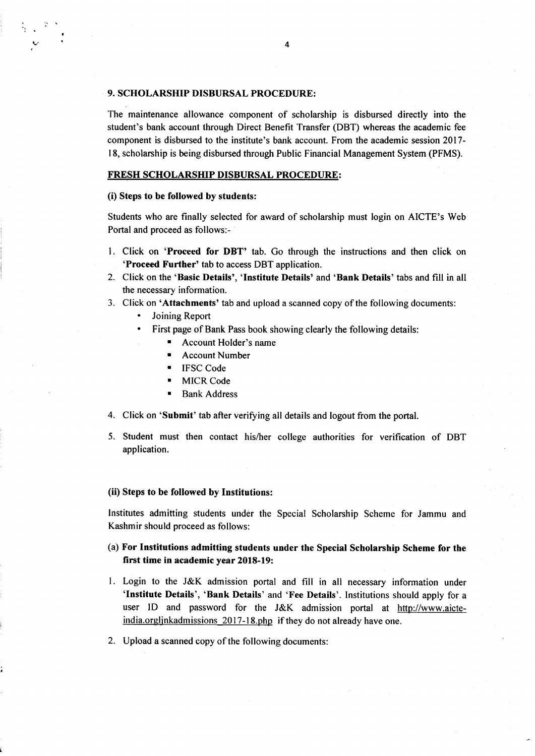### 9. SCHOLARSHIP DISBURSAL PROCEDURE:

The maintenance allowance component of scholarship is disbursed directly into the student's bank account through Direct Benefit Transfer (DBT) whereas the academic fee component is disbursed to the institute's bank account. From the academic session 2017-18, scholarship is being disbursed through Public Financial Management System (PFMS).

**FRESH SCHOLARSHIP DISBURSAL PROCEDURE:**

**(i) Steps to be followed by students:**

Students who are finally selected for award of scholarship must login on AICTE's Web Portal and proceed as follows:-

1. Click on **'Proceed for DBT'** tab. Go through the instructions and then click on **'Proceed Further'** tab to access DBT application.
2. Click on the **'Basic Details'**, **'Institute Details'** and **'Bank Details'** tabs and fill in all the necessary information.
3. Click on **'Attachments'** tab and upload a scanned copy of the following documents:
    - Joining Report
    - First page of Bank Pass book showing clearly the following details:
        - Account Holder's name
        - Account Number
        - IFSC Code
        - MICR Code
        - Bank Address
4. Click on **'Submit'** tab after verifying all details and logout from the portal.
5. Student must then contact his/her college authorities for verification of DBT application.

**(ii) Steps to be followed by Institutions:**

Institutes admitting students under the Special Scholarship Scheme for Jammu and Kashmir should proceed as follows:

**(a) For Institutions admitting students under the Special Scholarship Scheme for the first time in academic year 2018-19:**

1. Login to the J&K admission portal and fill in all necessary information under **'Institute Details'**, **'Bank Details'** and **'Fee Details'**. Institutions should apply for a user ID and password for the J&K admission portal at http://www.aicte-india.orgljnkadmissions_2017-18.php if they do not already have one.
2. Upload a scanned copy of the following documents: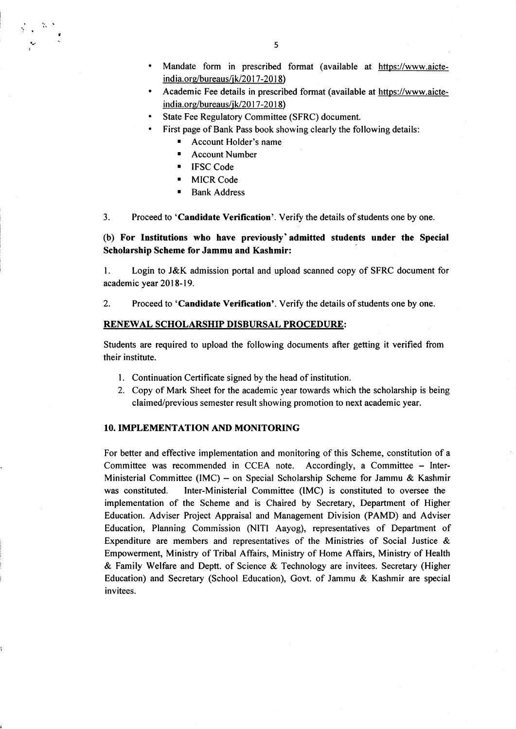- Mandate form in prescribed format (available at https://www.aicte-india.org/bureaus/jk/2017-2018)
- Academic Fee details in prescribed format (available at https://www.aicte-india.org/bureaus/jk/2017-2018)
- State Fee Regulatory Committee (SFRC) document.
- First page of Bank Pass book showing clearly the following details:
    - Account Holder's name
    - Account Number
    - IFSC Code
    - MICR Code
    - Bank Address

3. Proceed to '**Candidate Verification**'. Verify the details of students one by one.

**(b) For Institutions who have previously admitted students under the Special Scholarship Scheme for Jammu and Kashmir:**

1. Login to J&K admission portal and upload scanned copy of SFRC document for academic year 2018-19.

2. Proceed to '**Candidate Verification**'. Verify the details of students one by one.

**RENEWAL SCHOLARSHIP DISBURSAL PROCEDURE:**

Students are required to upload the following documents after getting it verified from their institute.

1. Continuation Certificate signed by the head of institution.
2. Copy of Mark Sheet for the academic year towards which the scholarship is being claimed/previous semester result showing promotion to next academic year.

## 10. IMPLEMENTATION AND MONITORING

For better and effective implementation and monitoring of this Scheme, constitution of a Committee was recommended in CCEA note. Accordingly, a Committee – Inter-Ministerial Committee (IMC) – on Special Scholarship Scheme for Jammu & Kashmir was constituted. Inter-Ministerial Committee (IMC) is constituted to oversee the implementation of the Scheme and is Chaired by Secretary, Department of Higher Education. Adviser Project Appraisal and Management Division (PAMD) and Adviser Education, Planning Commission (NITI Aayog), representatives of Department of Expenditure are members and representatives of the Ministries of Social Justice & Empowerment, Ministry of Tribal Affairs, Ministry of Home Affairs, Ministry of Health & Family Welfare and Deptt. of Science & Technology are invitees. Secretary (Higher Education) and Secretary (School Education), Govt. of Jammu & Kashmir are special invitees.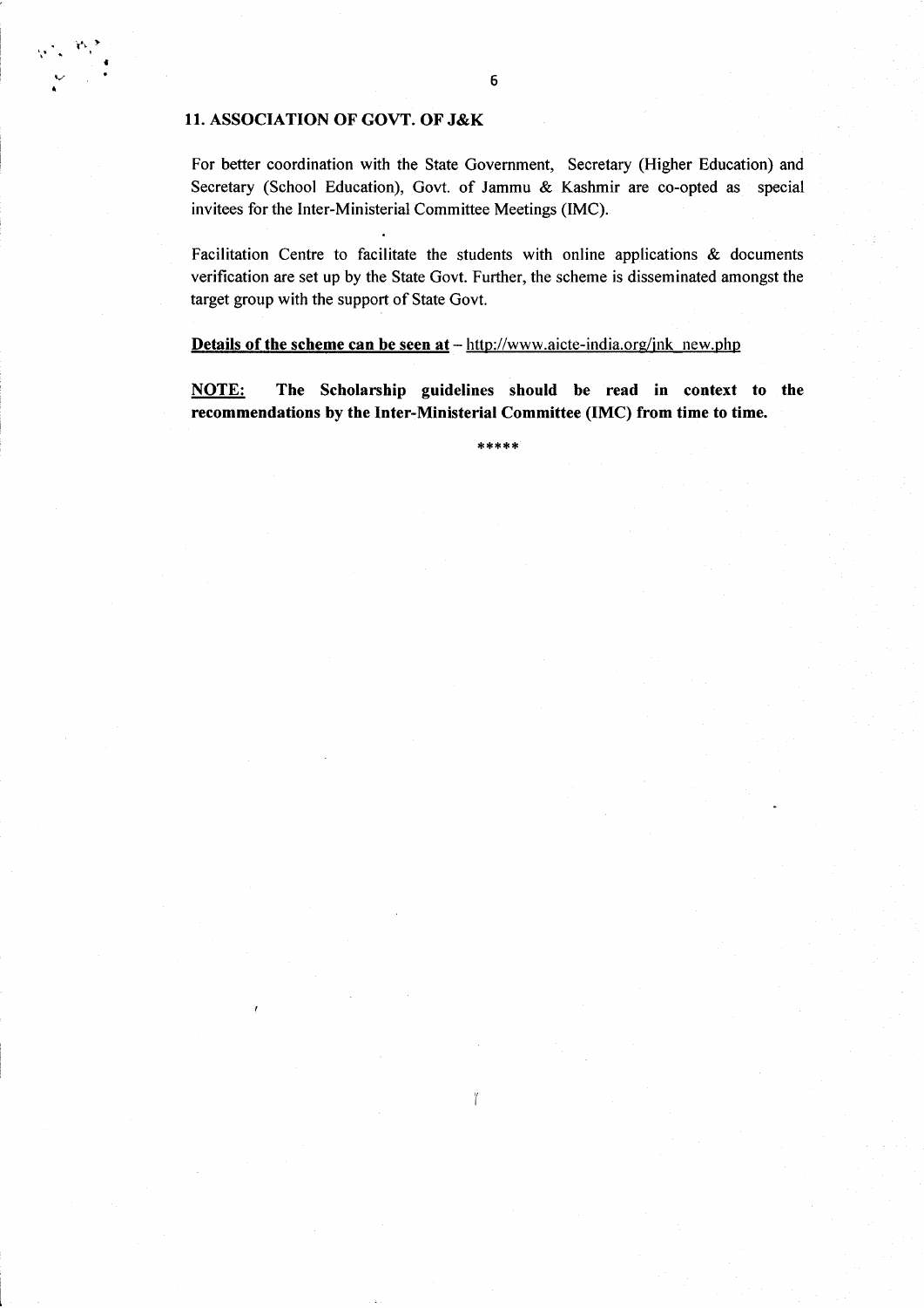## 11. ASSOCIATION OF GOVT. OF J&K

For better coordination with the State Government, Secretary (Higher Education) and Secretary (School Education), Govt. of Jammu & Kashmir are co-opted as special invitees for the Inter-Ministerial Committee Meetings (IMC).

Facilitation Centre to facilitate the students with online applications & documents verification are set up by the State Govt. Further, the scheme is disseminated amongst the target group with the support of State Govt.

**Details of the scheme can be seen at** – http://www.aicte-india.org/jnk_new.php

**NOTE: The Scholarship guidelines should be read in context to the recommendations by the Inter-Ministerial Committee (IMC) from time to time.**

*****